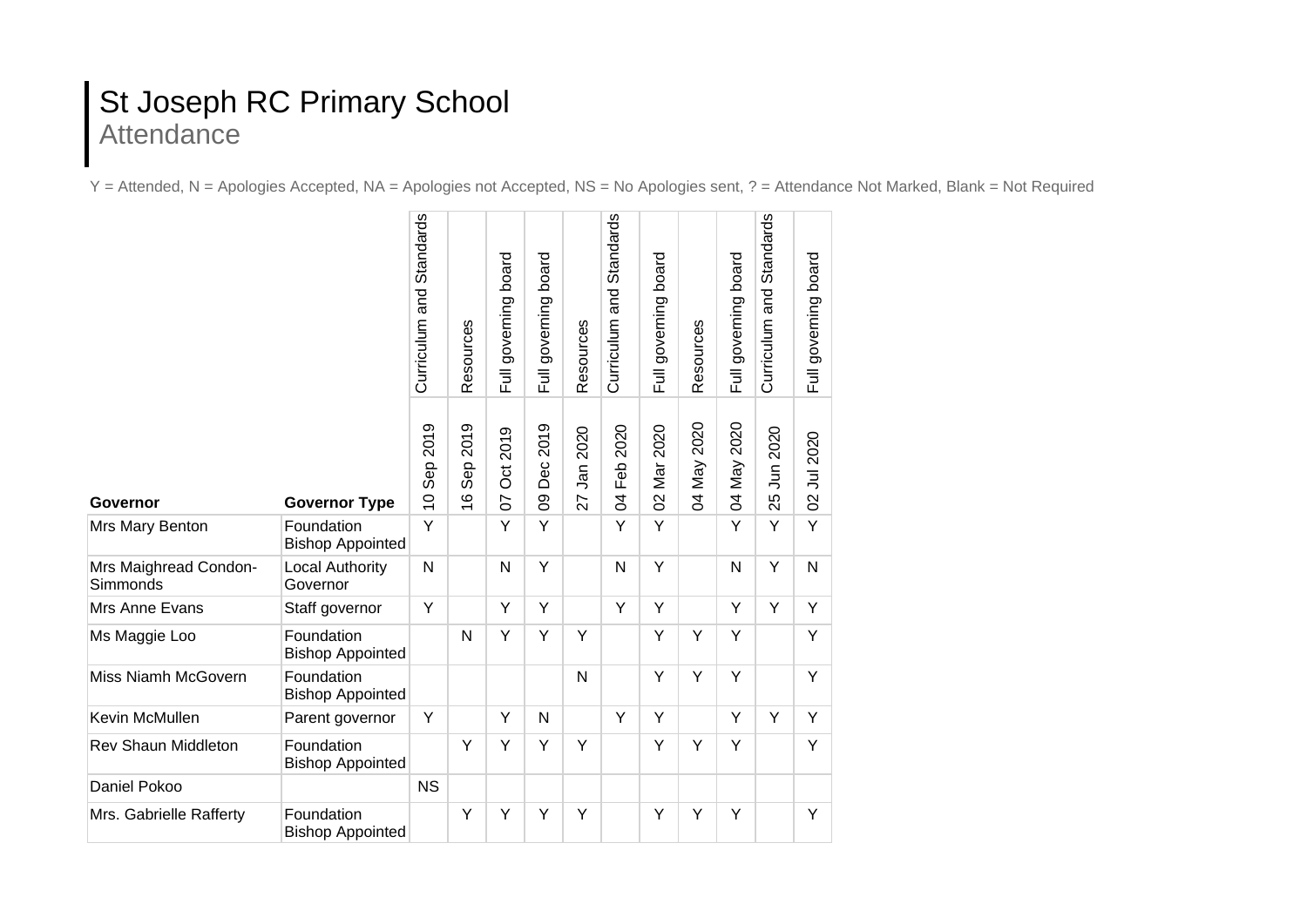# St Joseph RC Primary School

## Attendance

Y = Attended, N = Apologies Accepted, NA = Apologies not Accepted, NS = No Apologies sent, ? = Attendance Not Marked, Blank = Not Required

| | | Curriculum and Standards | Resources | Full governing board | Full governing board | Resources | Curriculum and Standards | Full governing board | Resources | Full governing board | Curriculum and Standards | Full governing board |
|---|---|---|---|---|---|---|---|---|---|---|---|---|
| **Governor** | **Governor Type** | 10 Sep 2019 | 16 Sep 2019 | 07 Oct 2019 | 09 Dec 2019 | 27 Jan 2020 | 04 Feb 2020 | 02 Mar 2020 | 04 May 2020 | 04 May 2020 | 25 Jun 2020 | 02 Jul 2020 |
| Mrs Mary Benton | Foundation Bishop Appointed | Y | | Y | Y | | Y | Y | | Y | Y | Y |
| Mrs Maighread Condon-Simmonds | Local Authority Governor | N | | N | Y | | N | Y | | N | Y | N |
| Mrs Anne Evans | Staff governor | Y | | Y | Y | | Y | Y | | Y | Y | Y |
| Ms Maggie Loo | Foundation Bishop Appointed | | N | Y | Y | Y | | Y | Y | Y | | Y |
| Miss Niamh McGovern | Foundation Bishop Appointed | | | | | N | | Y | Y | Y | | Y |
| Kevin McMullen | Parent governor | Y | | Y | N | | Y | Y | | Y | Y | Y |
| Rev Shaun Middleton | Foundation Bishop Appointed | | Y | Y | Y | Y | | Y | Y | Y | | Y |
| Daniel Pokoo | | NS | | | | | | | | | | |
| Mrs. Gabrielle Rafferty | Foundation Bishop Appointed | | Y | Y | Y | Y | | Y | Y | Y | | Y |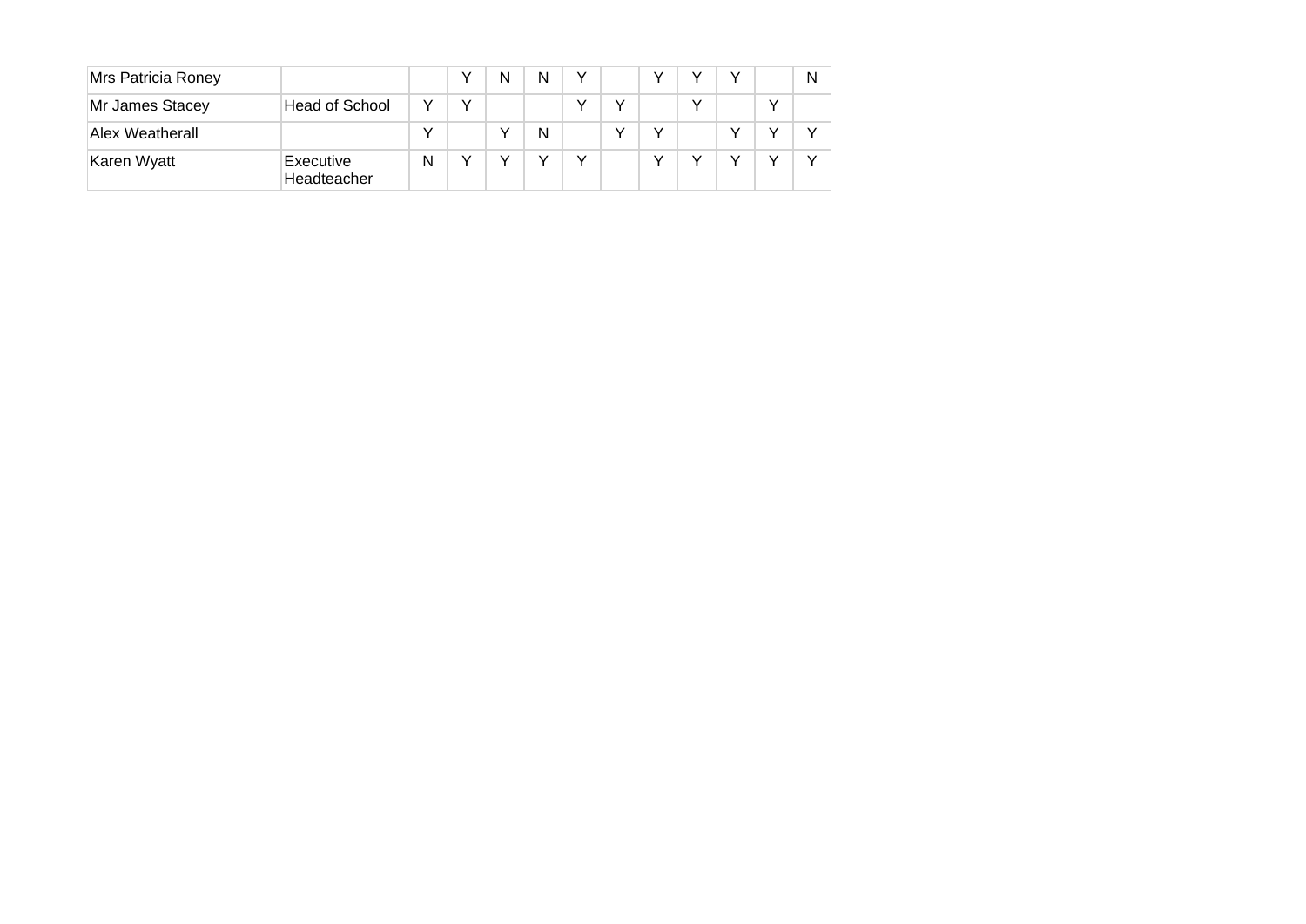| | | | | | | | | | | | | |
|---|---|---|---|---|---|---|---|---|---|---|---|---|
| Mrs Patricia Roney | | | Y | N | N | Y | | Y | Y | Y | | N |
| Mr James Stacey | Head of School | Y | Y | | | Y | Y | | Y | | Y | |
| Alex Weatherall | | Y | | Y | N | | Y | Y | | Y | Y | Y |
| Karen Wyatt | Executive Headteacher | N | Y | Y | Y | Y | | Y | Y | Y | Y | Y |